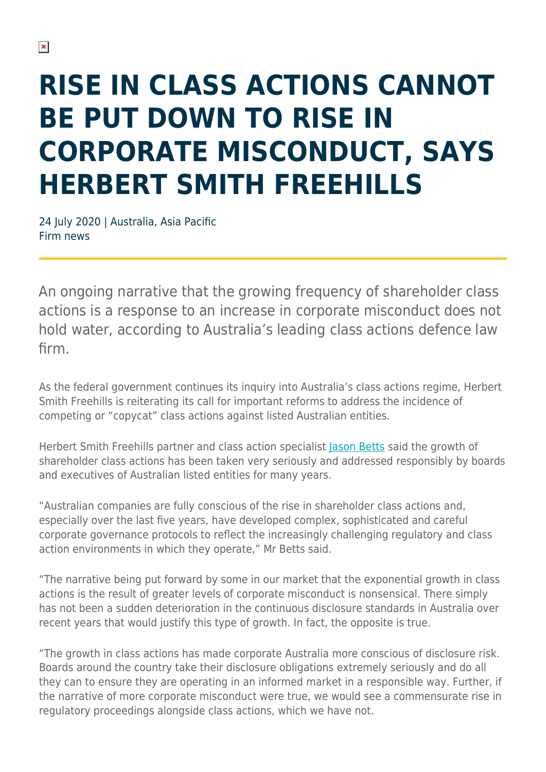# RISE IN CLASS ACTIONS CANNOT BE PUT DOWN TO RISE IN CORPORATE MISCONDUCT, SAYS HERBERT SMITH FREEHILLS

24 July 2020 | Australia, Asia Pacific
Firm news

An ongoing narrative that the growing frequency of shareholder class actions is a response to an increase in corporate misconduct does not hold water, according to Australia's leading class actions defence law firm.

As the federal government continues its inquiry into Australia's class actions regime, Herbert Smith Freehills is reiterating its call for important reforms to address the incidence of competing or "copycat" class actions against listed Australian entities.

Herbert Smith Freehills partner and class action specialist Jason Betts said the growth of shareholder class actions has been taken very seriously and addressed responsibly by boards and executives of Australian listed entities for many years.

"Australian companies are fully conscious of the rise in shareholder class actions and, especially over the last five years, have developed complex, sophisticated and careful corporate governance protocols to reflect the increasingly challenging regulatory and class action environments in which they operate," Mr Betts said.

"The narrative being put forward by some in our market that the exponential growth in class actions is the result of greater levels of corporate misconduct is nonsensical. There simply has not been a sudden deterioration in the continuous disclosure standards in Australia over recent years that would justify this type of growth. In fact, the opposite is true.

"The growth in class actions has made corporate Australia more conscious of disclosure risk. Boards around the country take their disclosure obligations extremely seriously and do all they can to ensure they are operating in an informed market in a responsible way. Further, if the narrative of more corporate misconduct were true, we would see a commensurate rise in regulatory proceedings alongside class actions, which we have not.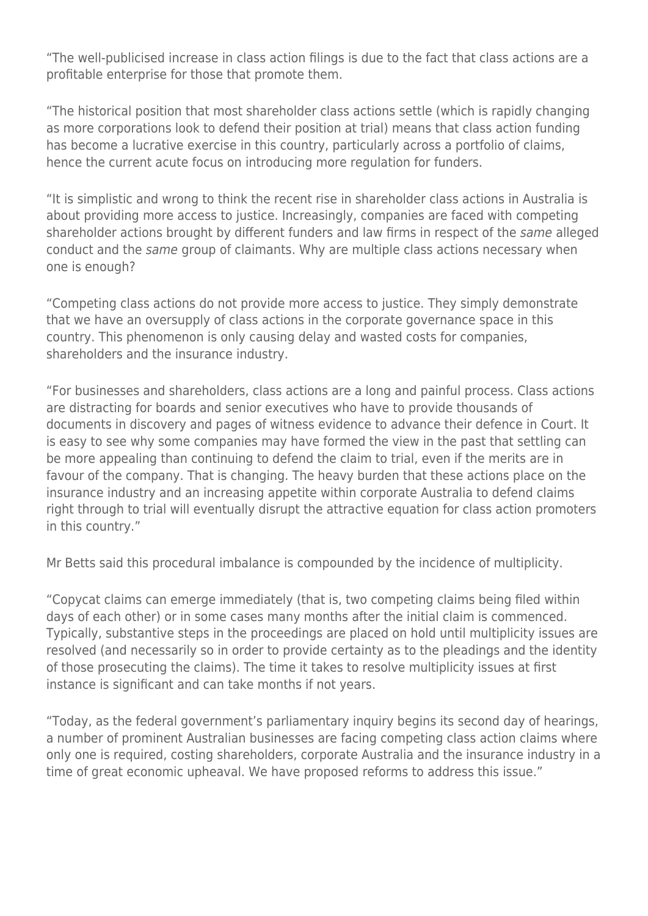"The well-publicised increase in class action filings is due to the fact that class actions are a profitable enterprise for those that promote them.

"The historical position that most shareholder class actions settle (which is rapidly changing as more corporations look to defend their position at trial) means that class action funding has become a lucrative exercise in this country, particularly across a portfolio of claims, hence the current acute focus on introducing more regulation for funders.

"It is simplistic and wrong to think the recent rise in shareholder class actions in Australia is about providing more access to justice. Increasingly, companies are faced with competing shareholder actions brought by different funders and law firms in respect of the *same* alleged conduct and the *same* group of claimants. Why are multiple class actions necessary when one is enough?

"Competing class actions do not provide more access to justice. They simply demonstrate that we have an oversupply of class actions in the corporate governance space in this country. This phenomenon is only causing delay and wasted costs for companies, shareholders and the insurance industry.

"For businesses and shareholders, class actions are a long and painful process. Class actions are distracting for boards and senior executives who have to provide thousands of documents in discovery and pages of witness evidence to advance their defence in Court. It is easy to see why some companies may have formed the view in the past that settling can be more appealing than continuing to defend the claim to trial, even if the merits are in favour of the company. That is changing. The heavy burden that these actions place on the insurance industry and an increasing appetite within corporate Australia to defend claims right through to trial will eventually disrupt the attractive equation for class action promoters in this country."

Mr Betts said this procedural imbalance is compounded by the incidence of multiplicity.

"Copycat claims can emerge immediately (that is, two competing claims being filed within days of each other) or in some cases many months after the initial claim is commenced. Typically, substantive steps in the proceedings are placed on hold until multiplicity issues are resolved (and necessarily so in order to provide certainty as to the pleadings and the identity of those prosecuting the claims). The time it takes to resolve multiplicity issues at first instance is significant and can take months if not years.

"Today, as the federal government's parliamentary inquiry begins its second day of hearings, a number of prominent Australian businesses are facing competing class action claims where only one is required, costing shareholders, corporate Australia and the insurance industry in a time of great economic upheaval. We have proposed reforms to address this issue."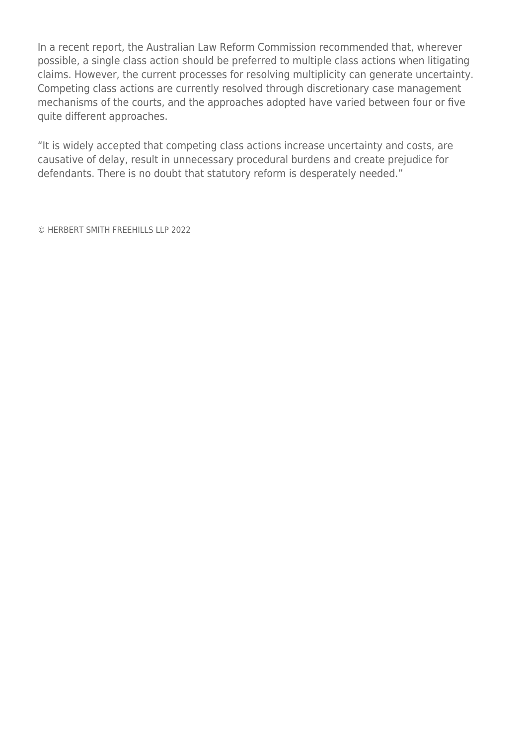In a recent report, the Australian Law Reform Commission recommended that, wherever possible, a single class action should be preferred to multiple class actions when litigating claims. However, the current processes for resolving multiplicity can generate uncertainty. Competing class actions are currently resolved through discretionary case management mechanisms of the courts, and the approaches adopted have varied between four or five quite different approaches.

"It is widely accepted that competing class actions increase uncertainty and costs, are causative of delay, result in unnecessary procedural burdens and create prejudice for defendants. There is no doubt that statutory reform is desperately needed."

© HERBERT SMITH FREEHILLS LLP 2022